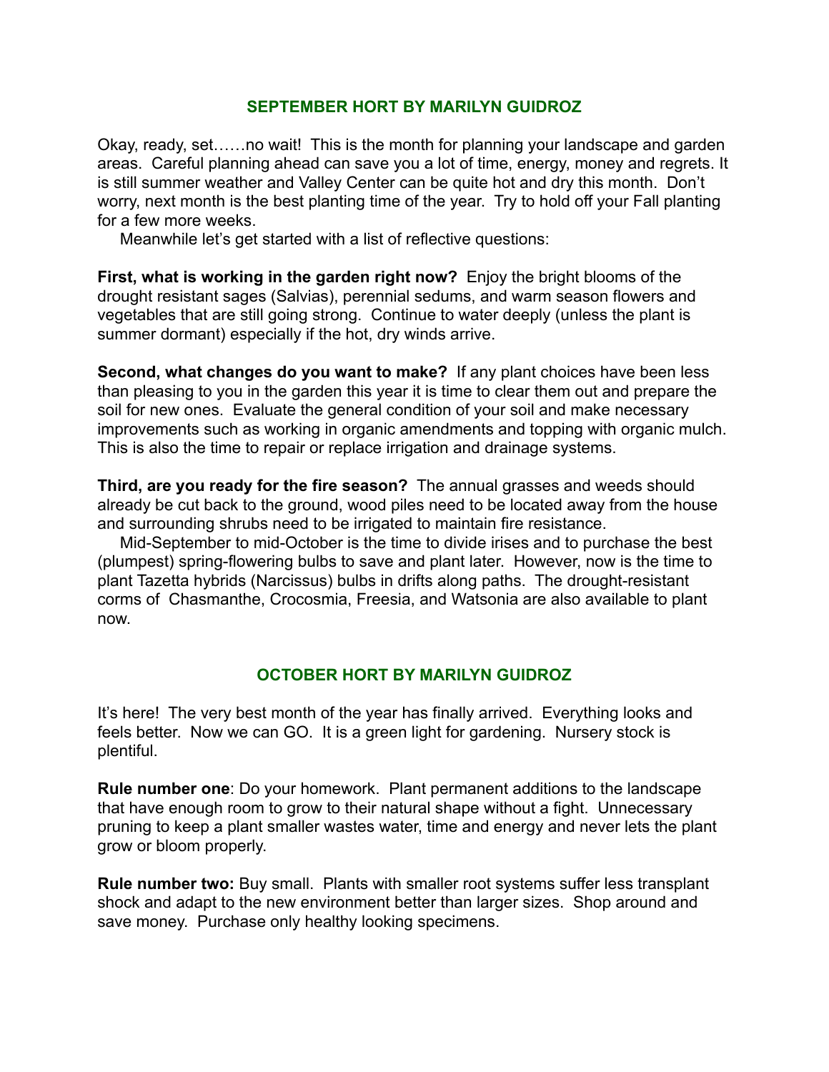## SEPTEMBER HORT BY MARILYN GUIDROZ

Okay, ready, set……no wait! This is the month for planning your landscape and garden areas. Careful planning ahead can save you a lot of time, energy, money and regrets. It is still summer weather and Valley Center can be quite hot and dry this month. Don't worry, next month is the best planting time of the year. Try to hold off your Fall planting for a few more weeks.

Meanwhile let's get started with a list of reflective questions:

**First, what is working in the garden right now?** Enjoy the bright blooms of the drought resistant sages (Salvias), perennial sedums, and warm season flowers and vegetables that are still going strong. Continue to water deeply (unless the plant is summer dormant) especially if the hot, dry winds arrive.

**Second, what changes do you want to make?** If any plant choices have been less than pleasing to you in the garden this year it is time to clear them out and prepare the soil for new ones. Evaluate the general condition of your soil and make necessary improvements such as working in organic amendments and topping with organic mulch. This is also the time to repair or replace irrigation and drainage systems.

**Third, are you ready for the fire season?** The annual grasses and weeds should already be cut back to the ground, wood piles need to be located away from the house and surrounding shrubs need to be irrigated to maintain fire resistance.

Mid-September to mid-October is the time to divide irises and to purchase the best (plumpest) spring-flowering bulbs to save and plant later. However, now is the time to plant Tazetta hybrids (Narcissus) bulbs in drifts along paths. The drought-resistant corms of Chasmanthe, Crocosmia, Freesia, and Watsonia are also available to plant now.

## OCTOBER HORT BY MARILYN GUIDROZ

It's here! The very best month of the year has finally arrived. Everything looks and feels better. Now we can GO. It is a green light for gardening. Nursery stock is plentiful.

**Rule number one**: Do your homework. Plant permanent additions to the landscape that have enough room to grow to their natural shape without a fight. Unnecessary pruning to keep a plant smaller wastes water, time and energy and never lets the plant grow or bloom properly.

**Rule number two:** Buy small. Plants with smaller root systems suffer less transplant shock and adapt to the new environment better than larger sizes. Shop around and save money. Purchase only healthy looking specimens.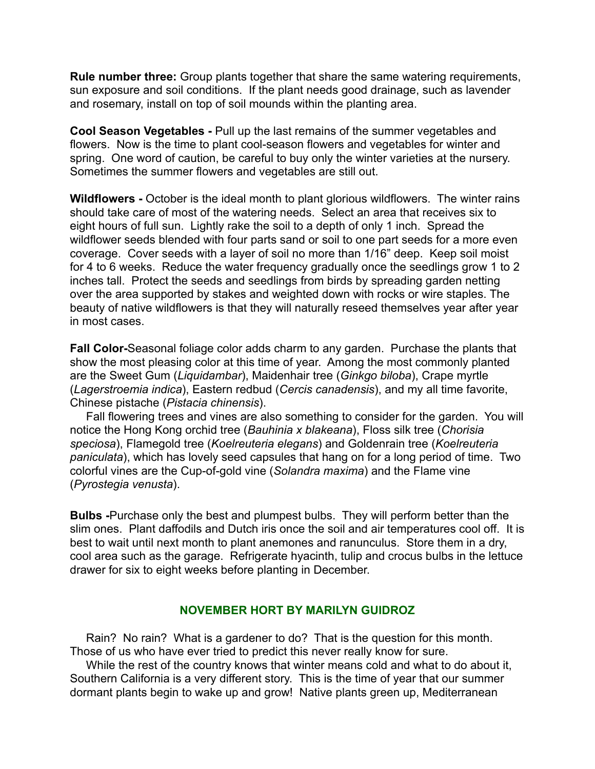**Rule number three:** Group plants together that share the same watering requirements, sun exposure and soil conditions. If the plant needs good drainage, such as lavender and rosemary, install on top of soil mounds within the planting area.

**Cool Season Vegetables -** Pull up the last remains of the summer vegetables and flowers. Now is the time to plant cool-season flowers and vegetables for winter and spring. One word of caution, be careful to buy only the winter varieties at the nursery. Sometimes the summer flowers and vegetables are still out.

**Wildflowers -** October is the ideal month to plant glorious wildflowers. The winter rains should take care of most of the watering needs. Select an area that receives six to eight hours of full sun. Lightly rake the soil to a depth of only 1 inch. Spread the wildflower seeds blended with four parts sand or soil to one part seeds for a more even coverage. Cover seeds with a layer of soil no more than 1/16" deep. Keep soil moist for 4 to 6 weeks. Reduce the water frequency gradually once the seedlings grow 1 to 2 inches tall. Protect the seeds and seedlings from birds by spreading garden netting over the area supported by stakes and weighted down with rocks or wire staples. The beauty of native wildflowers is that they will naturally reseed themselves year after year in most cases.

**Fall Color-**Seasonal foliage color adds charm to any garden. Purchase the plants that show the most pleasing color at this time of year. Among the most commonly planted are the Sweet Gum (*Liquidambar*), Maidenhair tree (*Ginkgo biloba*), Crape myrtle (*Lagerstroemia indica*), Eastern redbud (*Cercis canadensis*), and my all time favorite, Chinese pistache (*Pistacia chinensis*).

Fall flowering trees and vines are also something to consider for the garden. You will notice the Hong Kong orchid tree (*Bauhinia x blakeana*), Floss silk tree (*Chorisia speciosa*), Flamegold tree (*Koelreuteria elegans*) and Goldenrain tree (*Koelreuteria paniculata*), which has lovely seed capsules that hang on for a long period of time. Two colorful vines are the Cup-of-gold vine (*Solandra maxima*) and the Flame vine (*Pyrostegia venusta*).

**Bulbs -**Purchase only the best and plumpest bulbs. They will perform better than the slim ones. Plant daffodils and Dutch iris once the soil and air temperatures cool off. It is best to wait until next month to plant anemones and ranunculus. Store them in a dry, cool area such as the garage. Refrigerate hyacinth, tulip and crocus bulbs in the lettuce drawer for six to eight weeks before planting in December.

## NOVEMBER HORT BY MARILYN GUIDROZ

Rain? No rain? What is a gardener to do? That is the question for this month. Those of us who have ever tried to predict this never really know for sure.

While the rest of the country knows that winter means cold and what to do about it, Southern California is a very different story. This is the time of year that our summer dormant plants begin to wake up and grow! Native plants green up, Mediterranean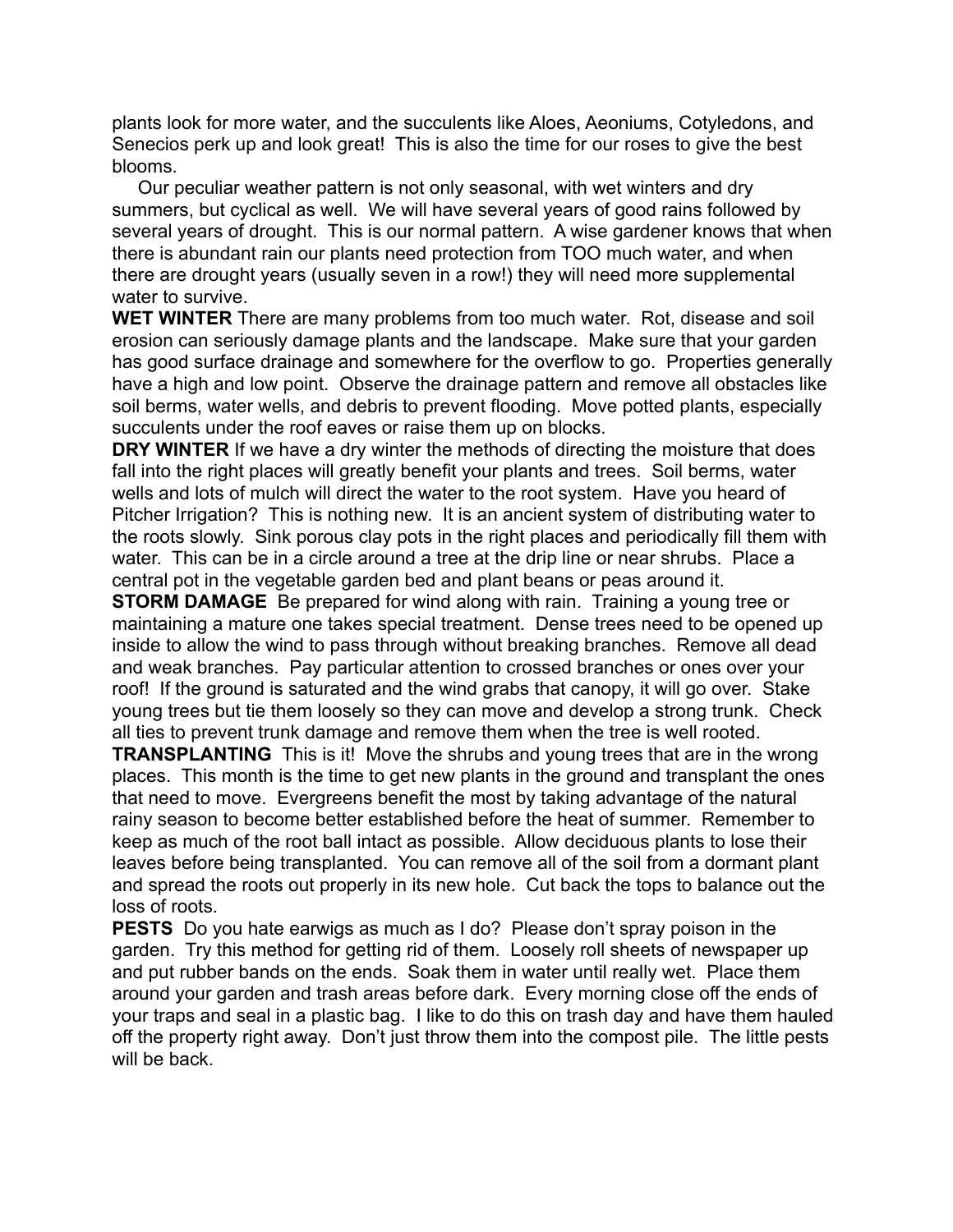plants look for more water, and the succulents like Aloes, Aeoniums, Cotyledons, and Senecios perk up and look great! This is also the time for our roses to give the best blooms.

Our peculiar weather pattern is not only seasonal, with wet winters and dry summers, but cyclical as well. We will have several years of good rains followed by several years of drought. This is our normal pattern. A wise gardener knows that when there is abundant rain our plants need protection from TOO much water, and when there are drought years (usually seven in a row!) they will need more supplemental water to survive.

**WET WINTER** There are many problems from too much water. Rot, disease and soil erosion can seriously damage plants and the landscape. Make sure that your garden has good surface drainage and somewhere for the overflow to go. Properties generally have a high and low point. Observe the drainage pattern and remove all obstacles like soil berms, water wells, and debris to prevent flooding. Move potted plants, especially succulents under the roof eaves or raise them up on blocks.

**DRY WINTER** If we have a dry winter the methods of directing the moisture that does fall into the right places will greatly benefit your plants and trees. Soil berms, water wells and lots of mulch will direct the water to the root system. Have you heard of Pitcher Irrigation? This is nothing new. It is an ancient system of distributing water to the roots slowly. Sink porous clay pots in the right places and periodically fill them with water. This can be in a circle around a tree at the drip line or near shrubs. Place a central pot in the vegetable garden bed and plant beans or peas around it.

**STORM DAMAGE** Be prepared for wind along with rain. Training a young tree or maintaining a mature one takes special treatment. Dense trees need to be opened up inside to allow the wind to pass through without breaking branches. Remove all dead and weak branches. Pay particular attention to crossed branches or ones over your roof! If the ground is saturated and the wind grabs that canopy, it will go over. Stake young trees but tie them loosely so they can move and develop a strong trunk. Check all ties to prevent trunk damage and remove them when the tree is well rooted.

**TRANSPLANTING** This is it! Move the shrubs and young trees that are in the wrong places. This month is the time to get new plants in the ground and transplant the ones that need to move. Evergreens benefit the most by taking advantage of the natural rainy season to become better established before the heat of summer. Remember to keep as much of the root ball intact as possible. Allow deciduous plants to lose their leaves before being transplanted. You can remove all of the soil from a dormant plant and spread the roots out properly in its new hole. Cut back the tops to balance out the loss of roots.

**PESTS** Do you hate earwigs as much as I do? Please don't spray poison in the garden. Try this method for getting rid of them. Loosely roll sheets of newspaper up and put rubber bands on the ends. Soak them in water until really wet. Place them around your garden and trash areas before dark. Every morning close off the ends of your traps and seal in a plastic bag. I like to do this on trash day and have them hauled off the property right away. Don't just throw them into the compost pile. The little pests will be back.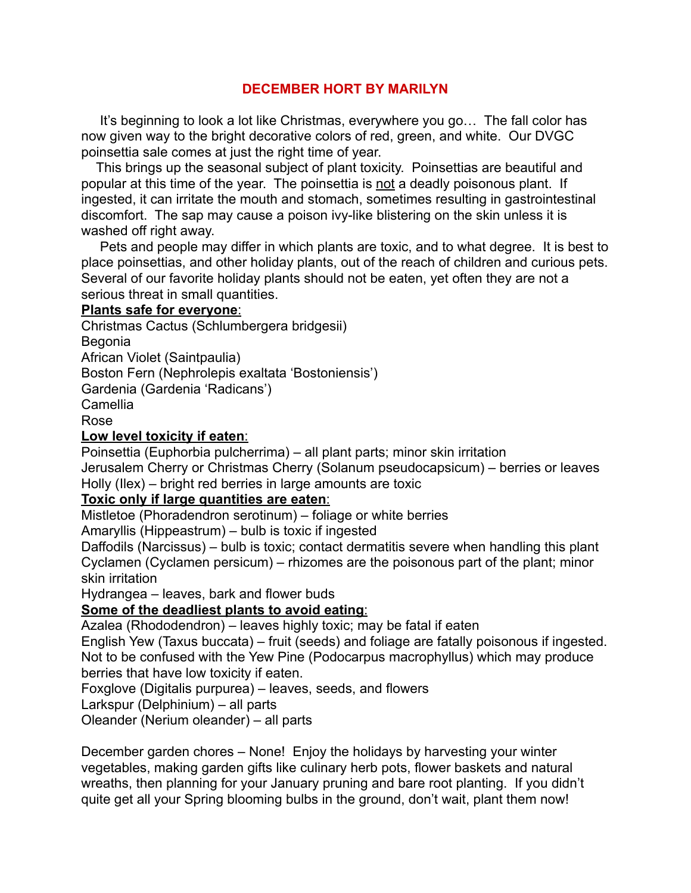## DECEMBER HORT BY MARILYN

It's beginning to look a lot like Christmas, everywhere you go… The fall color has now given way to the bright decorative colors of red, green, and white. Our DVGC poinsettia sale comes at just the right time of year.

This brings up the seasonal subject of plant toxicity. Poinsettias are beautiful and popular at this time of the year. The poinsettia is <u>not</u> a deadly poisonous plant. If ingested, it can irritate the mouth and stomach, sometimes resulting in gastrointestinal discomfort. The sap may cause a poison ivy-like blistering on the skin unless it is washed off right away.

Pets and people may differ in which plants are toxic, and to what degree. It is best to place poinsettias, and other holiday plants, out of the reach of children and curious pets. Several of our favorite holiday plants should not be eaten, yet often they are not a serious threat in small quantities.

**<u>Plants safe for everyone</u>**:

Christmas Cactus (Schlumbergera bridgesii)
Begonia
African Violet (Saintpaulia)
Boston Fern (Nephrolepis exaltata 'Bostoniensis')
Gardenia (Gardenia 'Radicans')
Camellia
Rose

**<u>Low level toxicity if eaten</u>**:

Poinsettia (Euphorbia pulcherrima) – all plant parts; minor skin irritation
Jerusalem Cherry or Christmas Cherry (Solanum pseudocapsicum) – berries or leaves
Holly (Ilex) – bright red berries in large amounts are toxic

**<u>Toxic only if large quantities are eaten</u>**:

Mistletoe (Phoradendron serotinum) – foliage or white berries
Amaryllis (Hippeastrum) – bulb is toxic if ingested
Daffodils (Narcissus) – bulb is toxic; contact dermatitis severe when handling this plant
Cyclamen (Cyclamen persicum) – rhizomes are the poisonous part of the plant; minor skin irritation
Hydrangea – leaves, bark and flower buds

**<u>Some of the deadliest plants to avoid eating</u>**:

Azalea (Rhododendron) – leaves highly toxic; may be fatal if eaten
English Yew (Taxus buccata) – fruit (seeds) and foliage are fatally poisonous if ingested. Not to be confused with the Yew Pine (Podocarpus macrophyllus) which may produce berries that have low toxicity if eaten.
Foxglove (Digitalis purpurea) – leaves, seeds, and flowers
Larkspur (Delphinium) – all parts
Oleander (Nerium oleander) – all parts

December garden chores – None! Enjoy the holidays by harvesting your winter vegetables, making garden gifts like culinary herb pots, flower baskets and natural wreaths, then planning for your January pruning and bare root planting. If you didn't quite get all your Spring blooming bulbs in the ground, don't wait, plant them now!